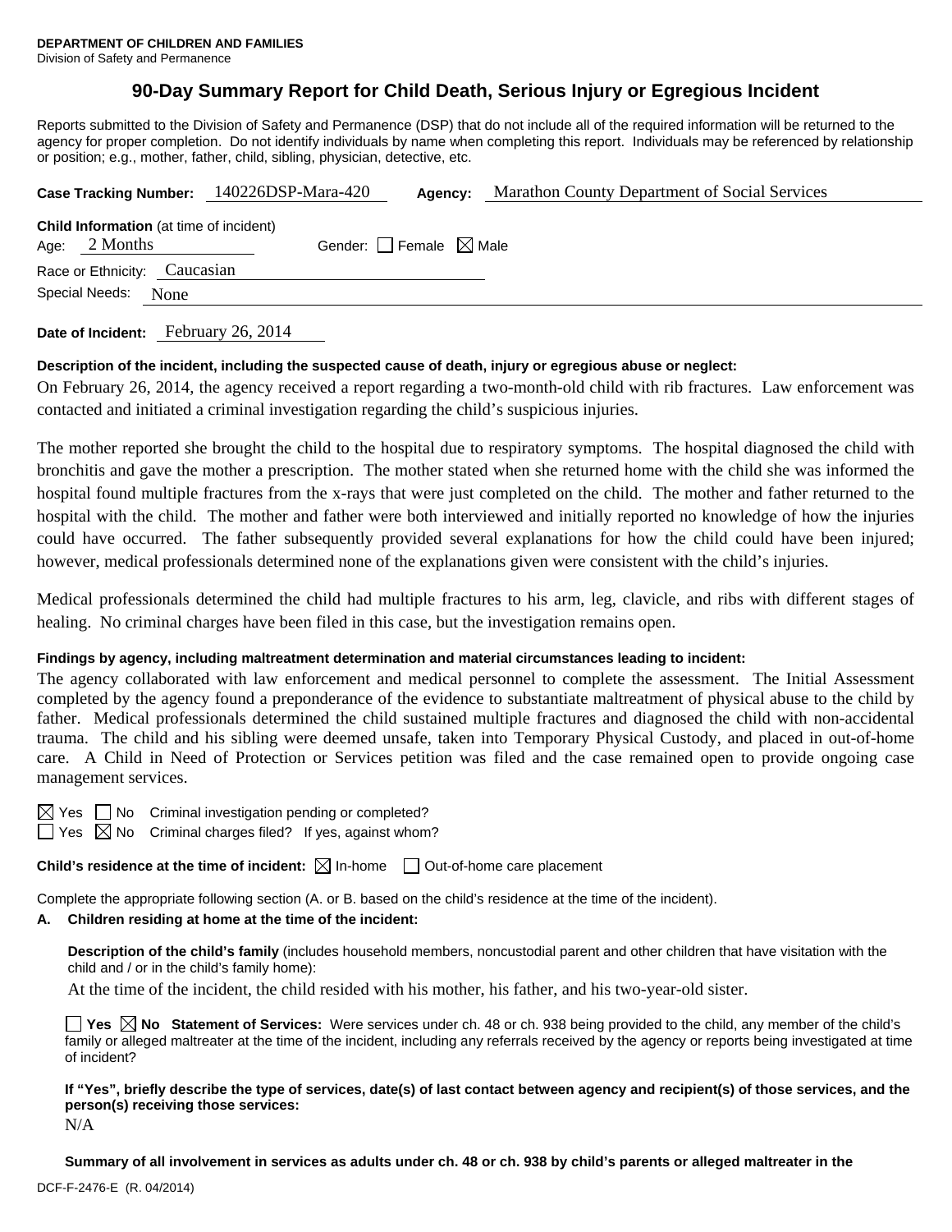**DEPARTMENT OF CHILDREN AND FAMILIES**
Division of Safety and Permanence

# 90-Day Summary Report for Child Death, Serious Injury or Egregious Incident

Reports submitted to the Division of Safety and Permanence (DSP) that do not include all of the required information will be returned to the agency for proper completion. Do not identify individuals by name when completing this report. Individuals may be referenced by relationship or position; e.g., mother, father, child, sibling, physician, detective, etc.

**Case Tracking Number:** 140226DSP-Mara-420 **Agency:** Marathon County Department of Social Services

**Child Information** (at time of incident)
Age: 2 Months Gender: ☐ Female ☒ Male
Race or Ethnicity: Caucasian
Special Needs: None

**Date of Incident:** February 26, 2014

**Description of the incident, including the suspected cause of death, injury or egregious abuse or neglect:**

On February 26, 2014, the agency received a report regarding a two-month-old child with rib fractures. Law enforcement was contacted and initiated a criminal investigation regarding the child's suspicious injuries.

The mother reported she brought the child to the hospital due to respiratory symptoms. The hospital diagnosed the child with bronchitis and gave the mother a prescription. The mother stated when she returned home with the child she was informed the hospital found multiple fractures from the x-rays that were just completed on the child. The mother and father returned to the hospital with the child. The mother and father were both interviewed and initially reported no knowledge of how the injuries could have occurred. The father subsequently provided several explanations for how the child could have been injured; however, medical professionals determined none of the explanations given were consistent with the child's injuries.

Medical professionals determined the child had multiple fractures to his arm, leg, clavicle, and ribs with different stages of healing. No criminal charges have been filed in this case, but the investigation remains open.

**Findings by agency, including maltreatment determination and material circumstances leading to incident:**

The agency collaborated with law enforcement and medical personnel to complete the assessment. The Initial Assessment completed by the agency found a preponderance of the evidence to substantiate maltreatment of physical abuse to the child by father. Medical professionals determined the child sustained multiple fractures and diagnosed the child with non-accidental trauma. The child and his sibling were deemed unsafe, taken into Temporary Physical Custody, and placed in out-of-home care. A Child in Need of Protection or Services petition was filed and the case remained open to provide ongoing case management services.

☒ Yes ☐ No Criminal investigation pending or completed?
☐ Yes ☒ No Criminal charges filed? If yes, against whom?

**Child's residence at the time of incident:** ☒ In-home ☐ Out-of-home care placement

Complete the appropriate following section (A. or B. based on the child's residence at the time of the incident).

**A. Children residing at home at the time of the incident:**

**Description of the child's family** (includes household members, noncustodial parent and other children that have visitation with the child and / or in the child's family home):

At the time of the incident, the child resided with his mother, his father, and his two-year-old sister.

☐ **Yes** ☒ **No Statement of Services:** Were services under ch. 48 or ch. 938 being provided to the child, any member of the child's family or alleged maltreater at the time of the incident, including any referrals received by the agency or reports being investigated at time of incident?

**If "Yes", briefly describe the type of services, date(s) of last contact between agency and recipient(s) of those services, and the person(s) receiving those services:**

N/A

**Summary of all involvement in services as adults under ch. 48 or ch. 938 by child's parents or alleged maltreater in the**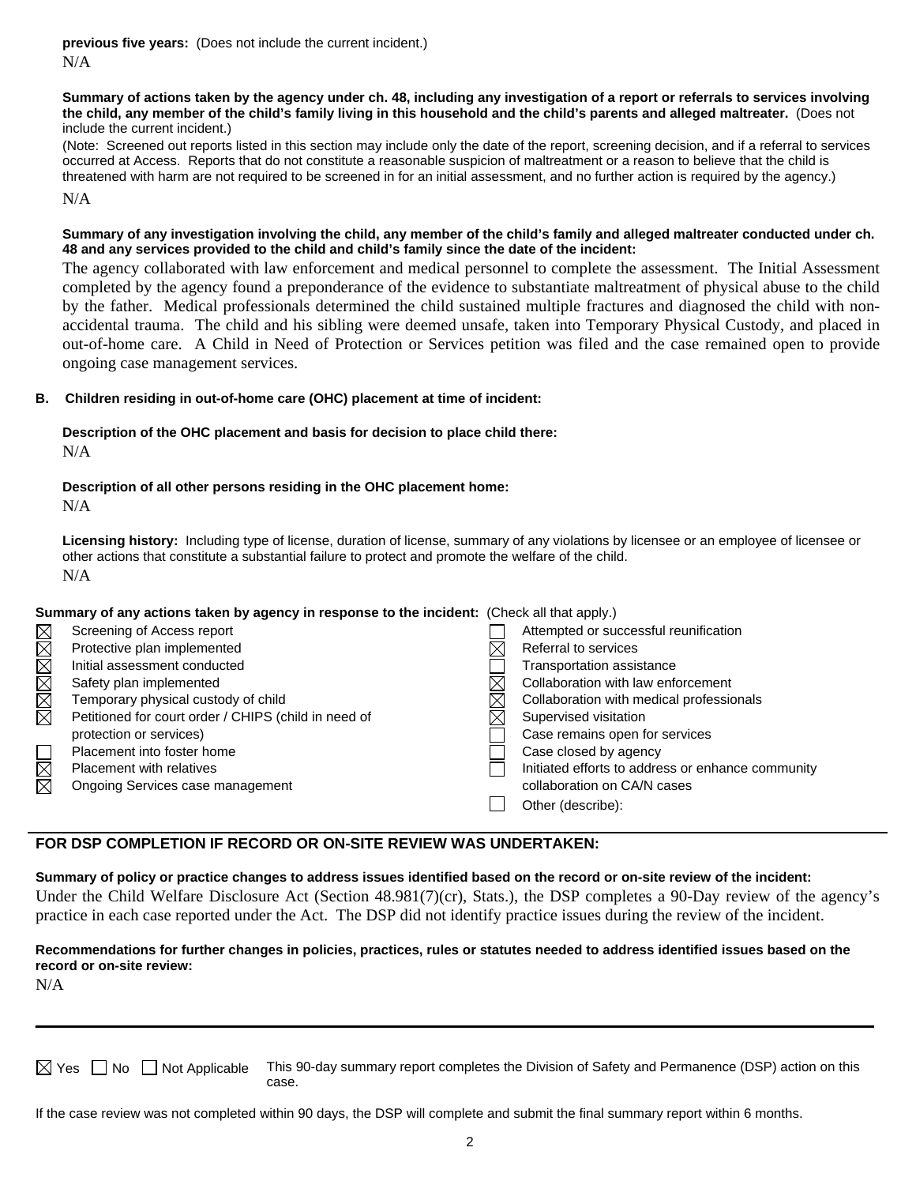**previous five years:** (Does not include the current incident.)
N/A

**Summary of actions taken by the agency under ch. 48, including any investigation of a report or referrals to services involving the child, any member of the child's family living in this household and the child's parents and alleged maltreater.** (Does not include the current incident.)
(Note: Screened out reports listed in this section may include only the date of the report, screening decision, and if a referral to services occurred at Access. Reports that do not constitute a reasonable suspicion of maltreatment or a reason to believe that the child is threatened with harm are not required to be screened in for an initial assessment, and no further action is required by the agency.)

N/A

**Summary of any investigation involving the child, any member of the child's family and alleged maltreater conducted under ch. 48 and any services provided to the child and child's family since the date of the incident:**

The agency collaborated with law enforcement and medical personnel to complete the assessment. The Initial Assessment completed by the agency found a preponderance of the evidence to substantiate maltreatment of physical abuse to the child by the father. Medical professionals determined the child sustained multiple fractures and diagnosed the child with non-accidental trauma. The child and his sibling were deemed unsafe, taken into Temporary Physical Custody, and placed in out-of-home care. A Child in Need of Protection or Services petition was filed and the case remained open to provide ongoing case management services.

**B. Children residing in out-of-home care (OHC) placement at time of incident:**

**Description of the OHC placement and basis for decision to place child there:**
N/A

**Description of all other persons residing in the OHC placement home:**
N/A

**Licensing history:** Including type of license, duration of license, summary of any violations by licensee or an employee of licensee or other actions that constitute a substantial failure to protect and promote the welfare of the child.
N/A

**Summary of any actions taken by agency in response to the incident:** (Check all that apply.)

- [x] Screening of Access report
- [x] Protective plan implemented
- [x] Initial assessment conducted
- [x] Safety plan implemented
- [x] Temporary physical custody of child
- [x] Petitioned for court order / CHIPS (child in need of protection or services)
- [ ] Placement into foster home
- [x] Placement with relatives
- [x] Ongoing Services case management
- [ ] Attempted or successful reunification
- [x] Referral to services
- [ ] Transportation assistance
- [x] Collaboration with law enforcement
- [x] Collaboration with medical professionals
- [x] Supervised visitation
- [ ] Case remains open for services
- [ ] Case closed by agency
- [ ] Initiated efforts to address or enhance community collaboration on CA/N cases
- [ ] Other (describe):

## FOR DSP COMPLETION IF RECORD OR ON-SITE REVIEW WAS UNDERTAKEN:

**Summary of policy or practice changes to address issues identified based on the record or on-site review of the incident:**
Under the Child Welfare Disclosure Act (Section 48.981(7)(cr), Stats.), the DSP completes a 90-Day review of the agency's practice in each case reported under the Act. The DSP did not identify practice issues during the review of the incident.

**Recommendations for further changes in policies, practices, rules or statutes needed to address identified issues based on the record or on-site review:**
N/A

☒ Yes ☐ No ☐ Not Applicable — This 90-day summary report completes the Division of Safety and Permanence (DSP) action on this case.

If the case review was not completed within 90 days, the DSP will complete and submit the final summary report within 6 months.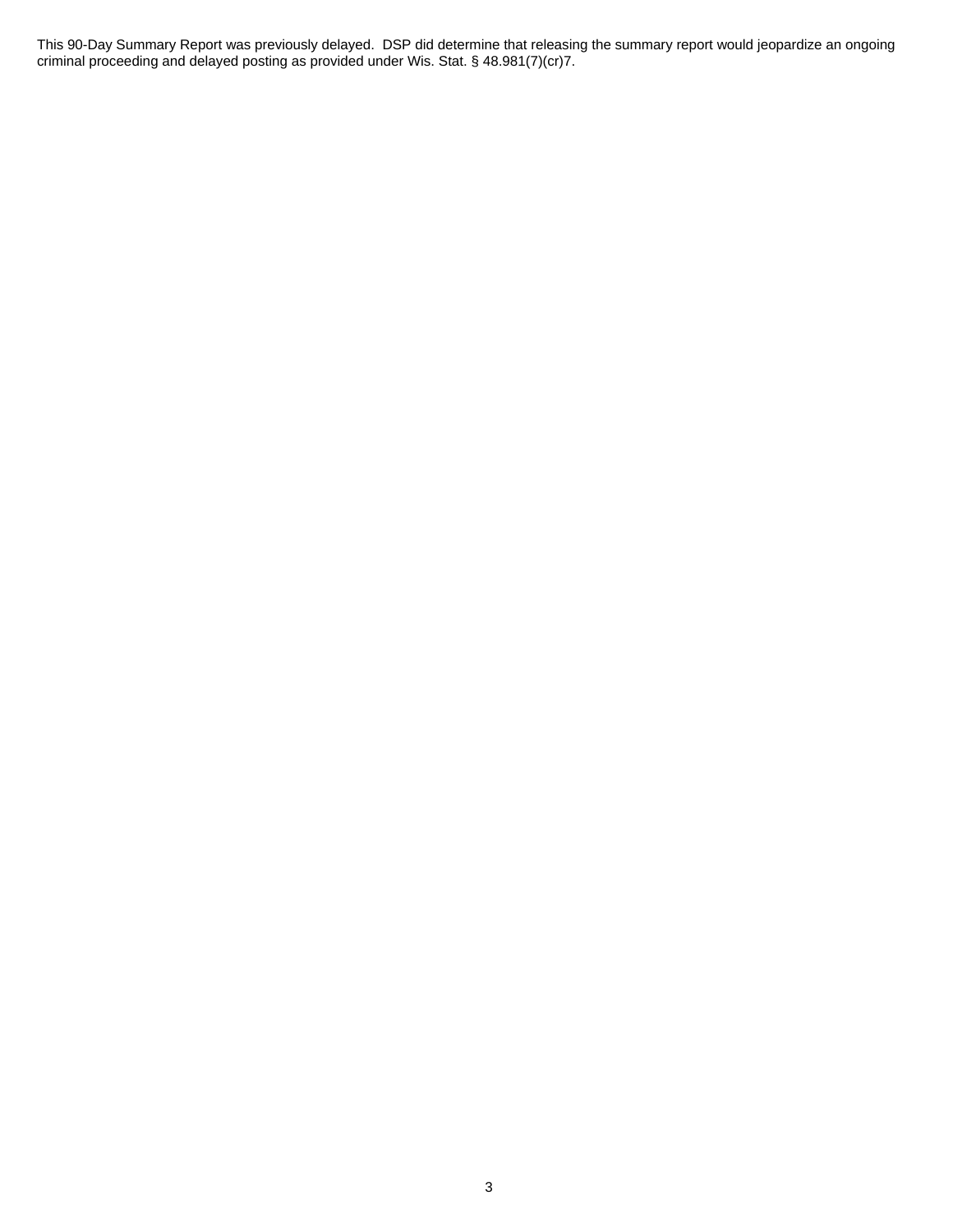This 90-Day Summary Report was previously delayed. DSP did determine that releasing the summary report would jeopardize an ongoing criminal proceeding and delayed posting as provided under Wis. Stat. § 48.981(7)(cr)7.